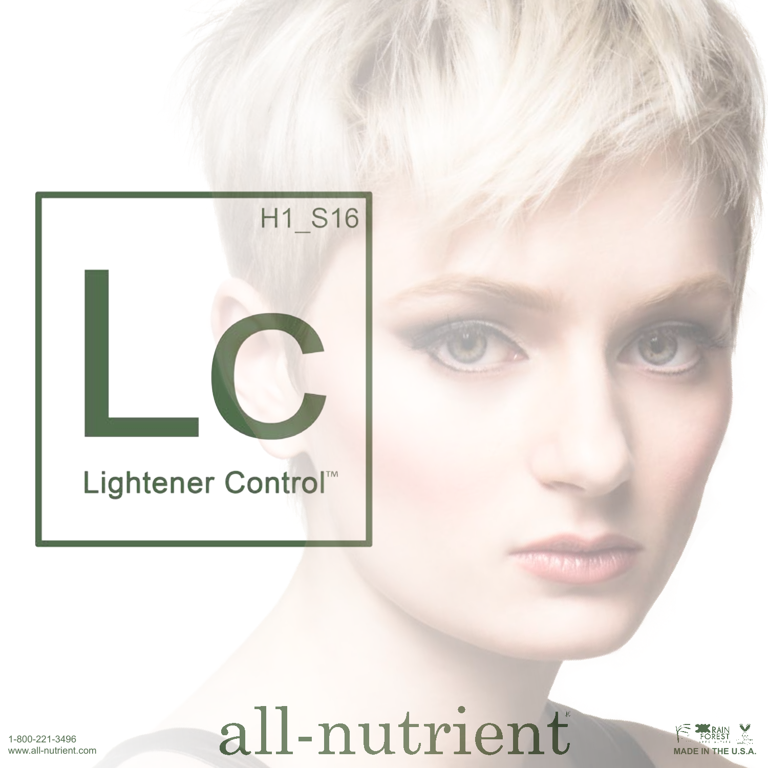H1_S16

# Lc

## Lightener Control™

all-nutrient®

1-800-221-3496
www.all-nutrient.com

RAIN FOREST

MADE IN THE U.S.A.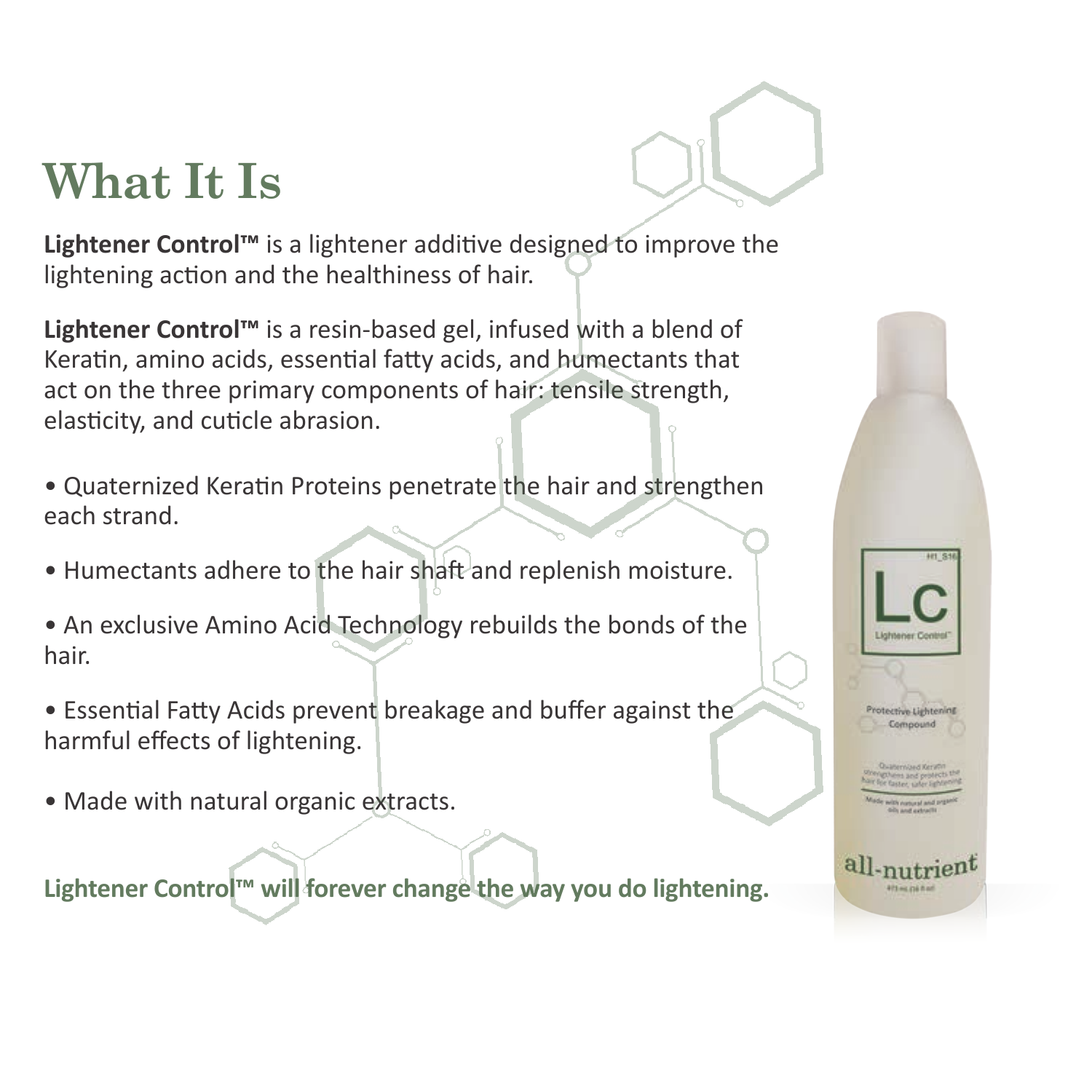# What It Is

**Lightener Control™** is a lightener additive designed to improve the lightening action and the healthiness of hair.

**Lightener Control™** is a resin-based gel, infused with a blend of Keratin, amino acids, essential fatty acids, and humectants that act on the three primary components of hair: tensile strength, elasticity, and cuticle abrasion.

- Quaternized Keratin Proteins penetrate the hair and strengthen each strand.
- Humectants adhere to the hair shaft and replenish moisture.
- An exclusive Amino Acid Technology rebuilds the bonds of the hair.
- Essential Fatty Acids prevent breakage and buffer against the harmful effects of lightening.
- Made with natural organic extracts.

**Lightener Control™ will forever change the way you do lightening.**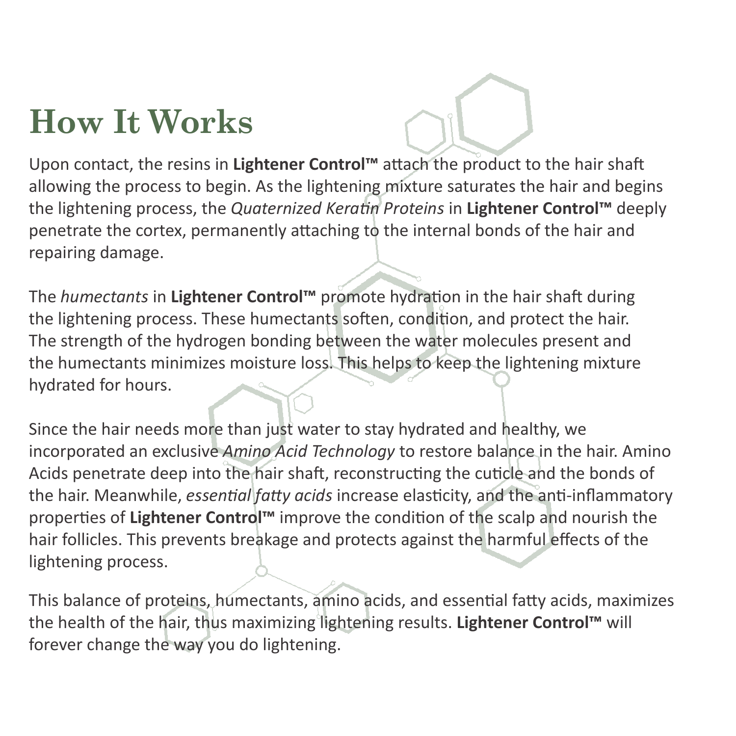# How It Works

Upon contact, the resins in **Lightener Control™** attach the product to the hair shaft allowing the process to begin. As the lightening mixture saturates the hair and begins the lightening process, the *Quaternized Keratin Proteins* in **Lightener Control™** deeply penetrate the cortex, permanently attaching to the internal bonds of the hair and repairing damage.

The *humectants* in **Lightener Control™** promote hydration in the hair shaft during the lightening process. These humectants soften, condition, and protect the hair. The strength of the hydrogen bonding between the water molecules present and the humectants minimizes moisture loss. This helps to keep the lightening mixture hydrated for hours.

Since the hair needs more than just water to stay hydrated and healthy, we incorporated an exclusive *Amino Acid Technology* to restore balance in the hair. Amino Acids penetrate deep into the hair shaft, reconstructing the cuticle and the bonds of the hair. Meanwhile, *essential fatty acids* increase elasticity, and the anti-inflammatory properties of **Lightener Control™** improve the condition of the scalp and nourish the hair follicles. This prevents breakage and protects against the harmful effects of the lightening process.

This balance of proteins, humectants, amino acids, and essential fatty acids, maximizes the health of the hair, thus maximizing lightening results. **Lightener Control™** will forever change the way you do lightening.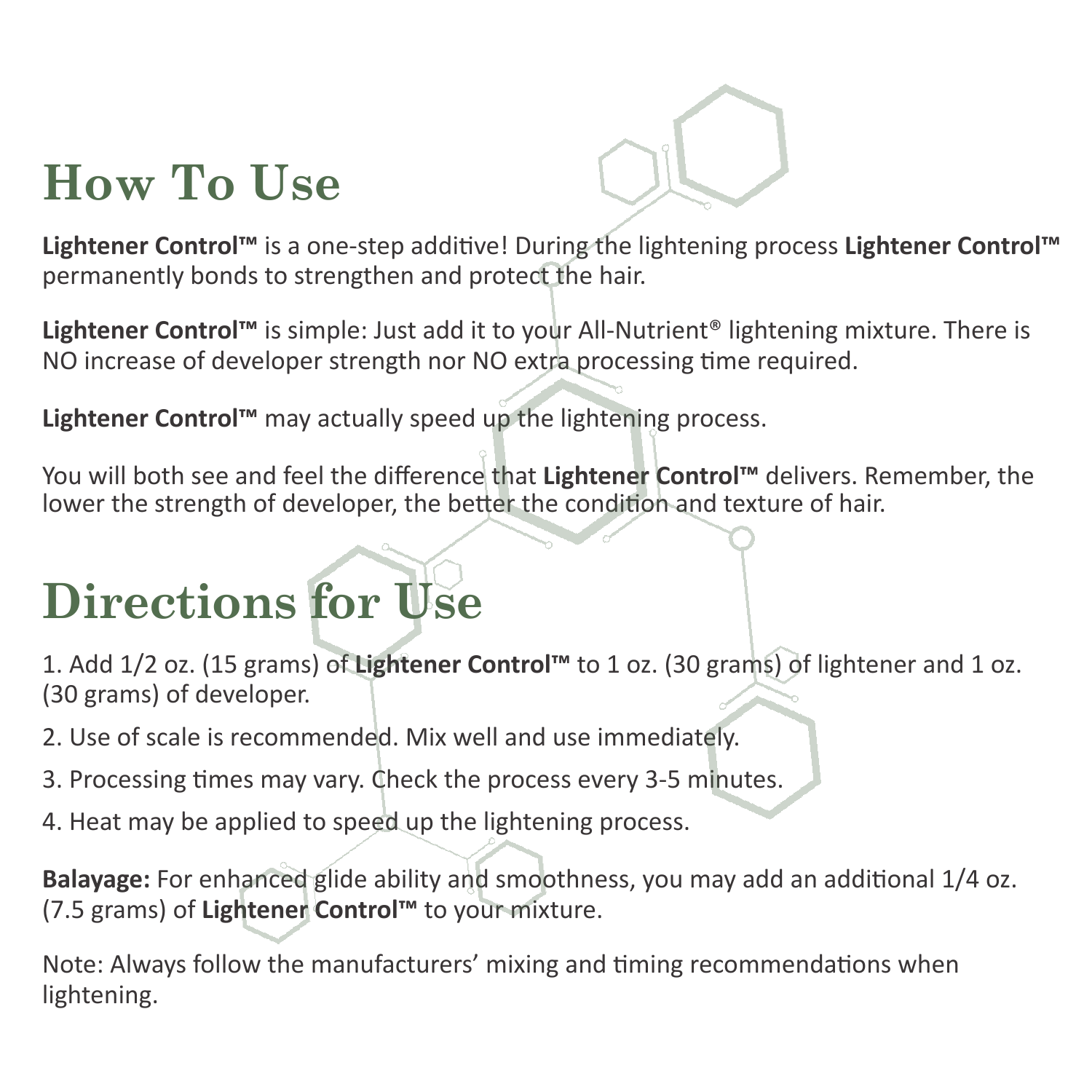# How To Use

**Lightener Control™** is a one-step additive! During the lightening process **Lightener Control™** permanently bonds to strengthen and protect the hair.

**Lightener Control™** is simple: Just add it to your All-Nutrient® lightening mixture. There is NO increase of developer strength nor NO extra processing time required.

**Lightener Control™** may actually speed up the lightening process.

You will both see and feel the difference that **Lightener Control™** delivers. Remember, the lower the strength of developer, the better the condition and texture of hair.

# Directions for Use

1. Add 1/2 oz. (15 grams) of **Lightener Control™** to 1 oz. (30 grams) of lightener and 1 oz. (30 grams) of developer.
2. Use of scale is recommended. Mix well and use immediately.
3. Processing times may vary. Check the process every 3-5 minutes.
4. Heat may be applied to speed up the lightening process.

**Balayage:** For enhanced glide ability and smoothness, you may add an additional 1/4 oz. (7.5 grams) of **Lightener Control™** to your mixture.

Note: Always follow the manufacturers' mixing and timing recommendations when lightening.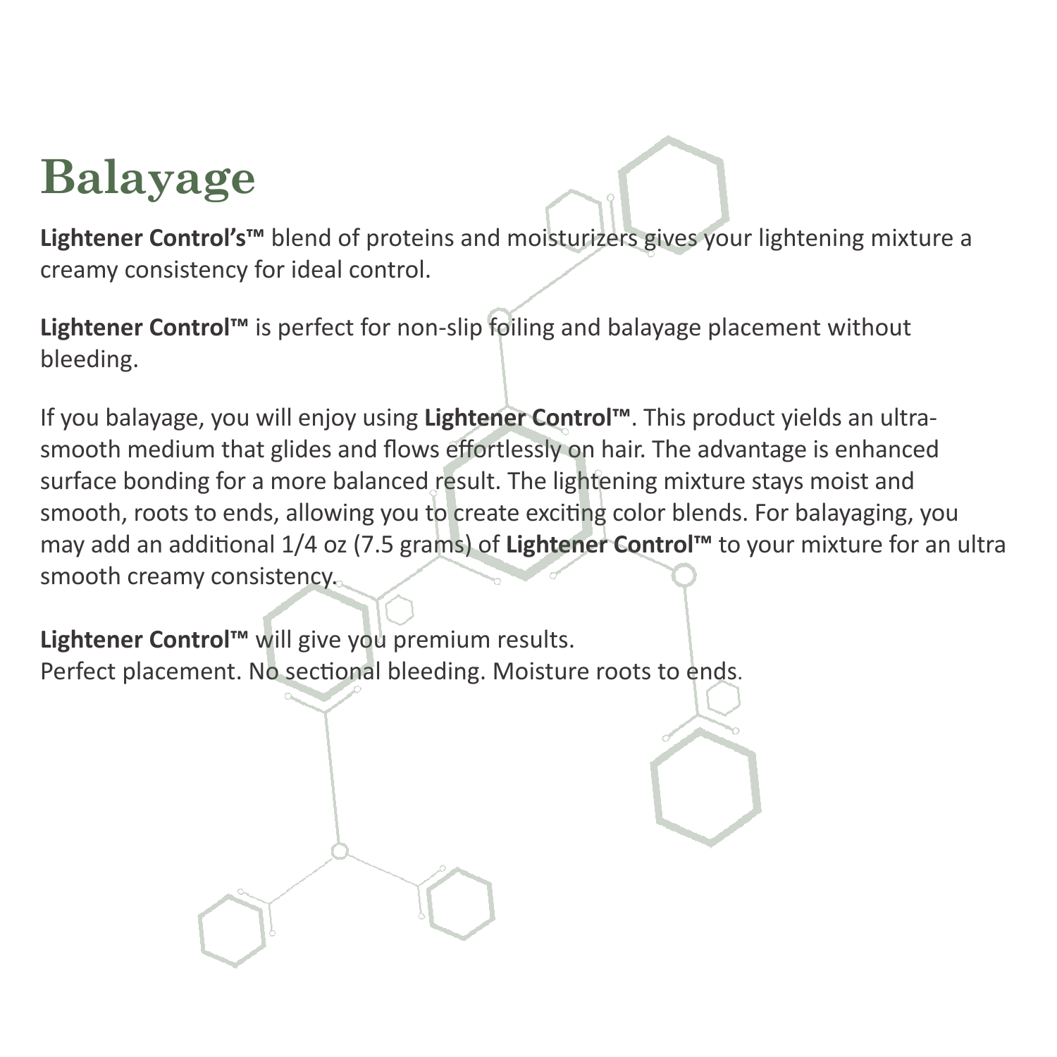# Balayage

**Lightener Control's™** blend of proteins and moisturizers gives your lightening mixture a creamy consistency for ideal control.

**Lightener Control™** is perfect for non-slip foiling and balayage placement without bleeding.

If you balayage, you will enjoy using **Lightener Control™**. This product yields an ultra-smooth medium that glides and flows effortlessly on hair. The advantage is enhanced surface bonding for a more balanced result. The lightening mixture stays moist and smooth, roots to ends, allowing you to create exciting color blends. For balayaging, you may add an additional 1/4 oz (7.5 grams) of **Lightener Control™** to your mixture for an ultra smooth creamy consistency.

**Lightener Control™** will give you premium results.
Perfect placement. No sectional bleeding. Moisture roots to ends.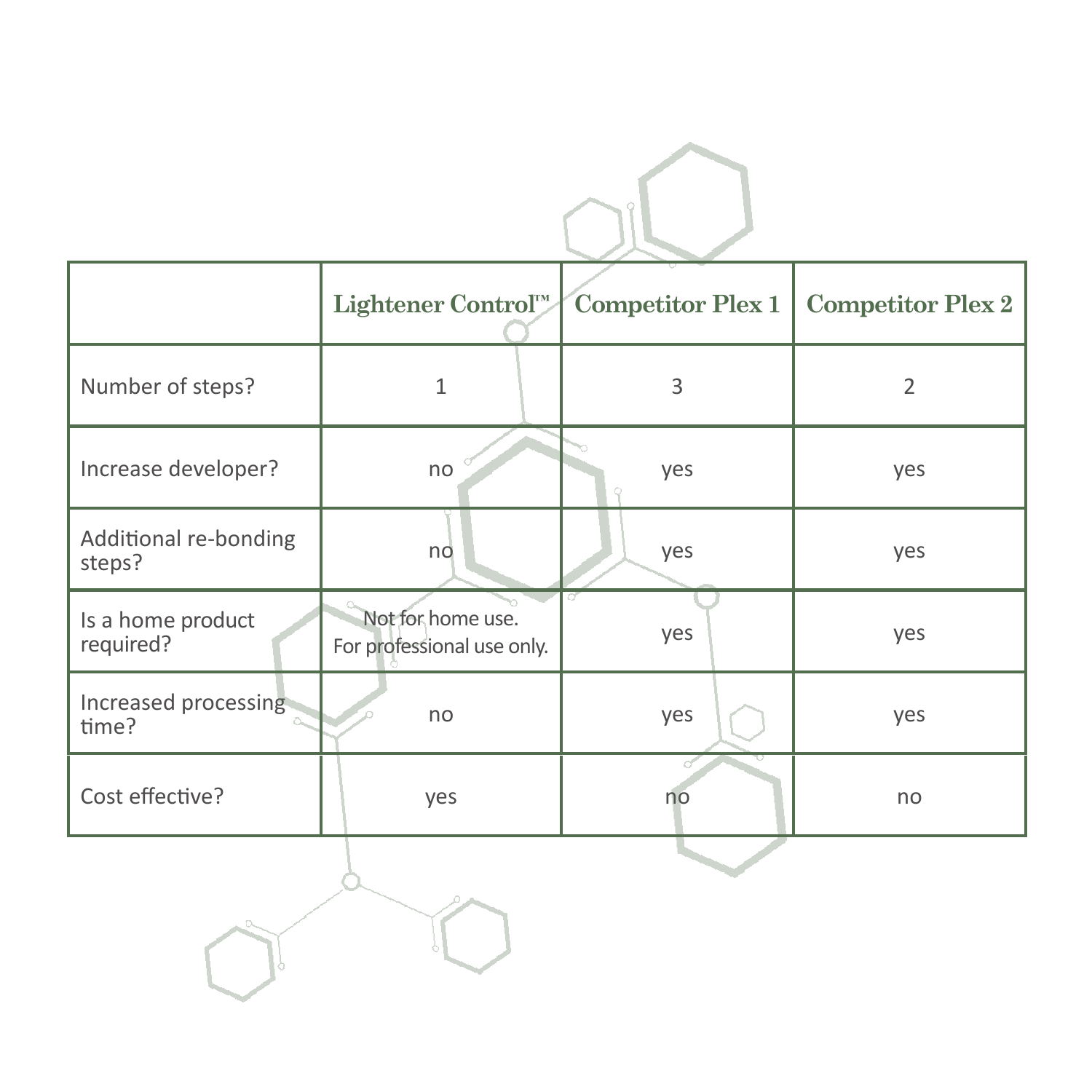| | Lightener Control™ | Competitor Plex 1 | Competitor Plex 2 |
|---|---|---|---|
| Number of steps? | 1 | 3 | 2 |
| Increase developer? | no | yes | yes |
| Additional re-bonding steps? | no | yes | yes |
| Is a home product required? | Not for home use. For professional use only. | yes | yes |
| Increased processing time? | no | yes | yes |
| Cost effective? | yes | no | no |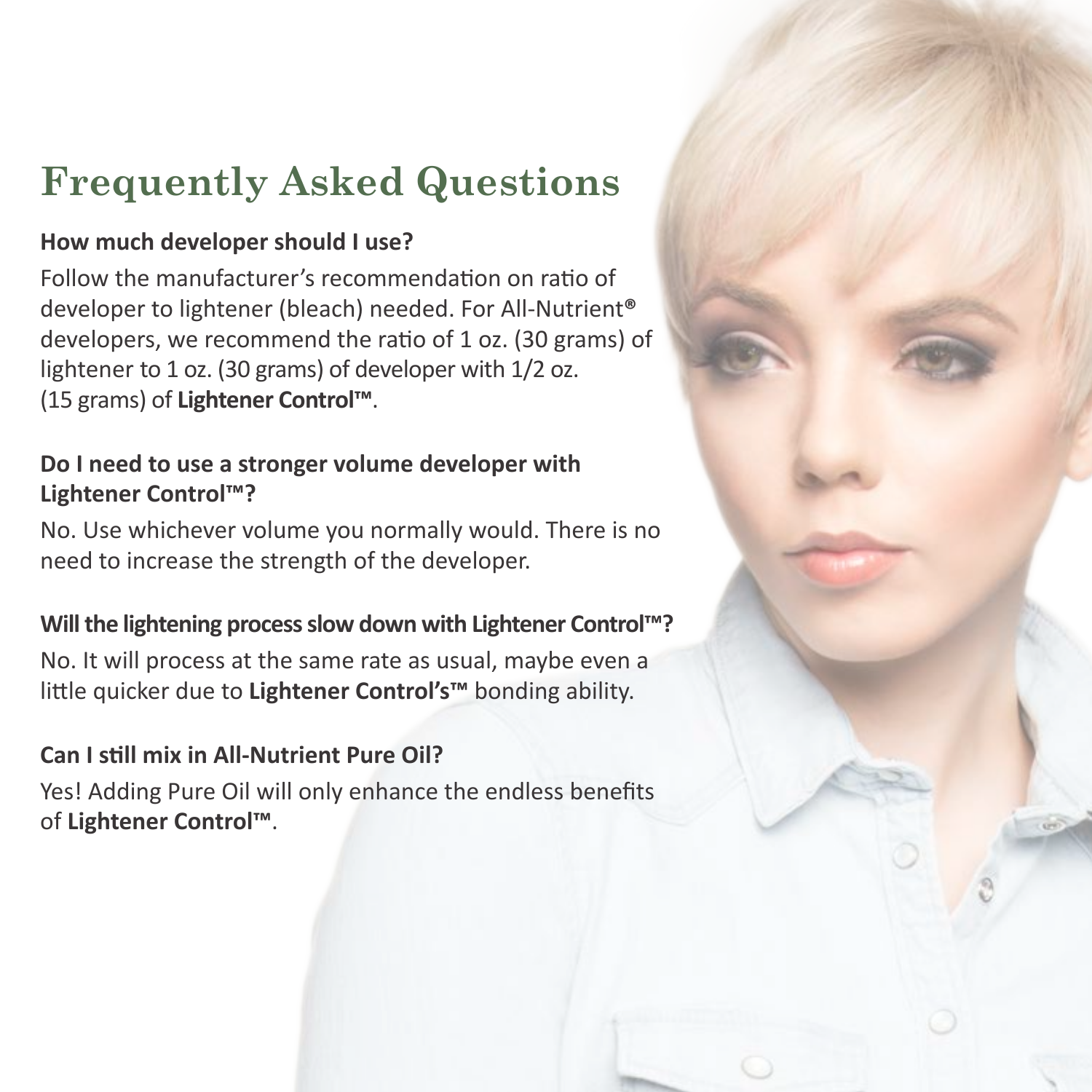# Frequently Asked Questions

**How much developer should I use?**

Follow the manufacturer's recommendation on ratio of developer to lightener (bleach) needed. For All-Nutrient® developers, we recommend the ratio of 1 oz. (30 grams) of lightener to 1 oz. (30 grams) of developer with 1/2 oz. (15 grams) of **Lightener Control™**.

**Do I need to use a stronger volume developer with Lightener Control™?**

No. Use whichever volume you normally would. There is no need to increase the strength of the developer.

**Will the lightening process slow down with Lightener Control™?**

No. It will process at the same rate as usual, maybe even a little quicker due to **Lightener Control's™** bonding ability.

**Can I still mix in All-Nutrient Pure Oil?**

Yes! Adding Pure Oil will only enhance the endless benefits of **Lightener Control™**.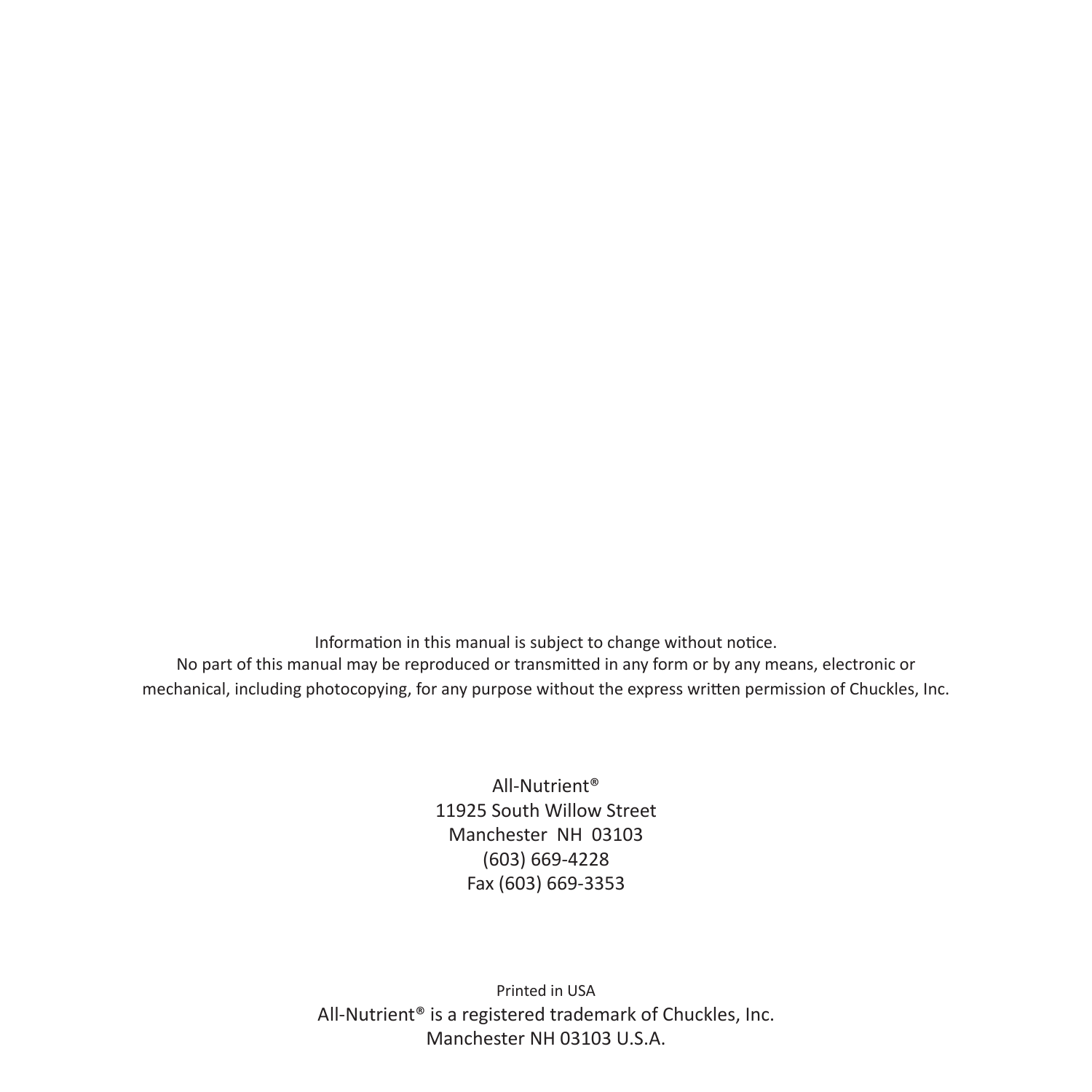Information in this manual is subject to change without notice.
No part of this manual may be reproduced or transmitted in any form or by any means, electronic or mechanical, including photocopying, for any purpose without the express written permission of Chuckles, Inc.

All-Nutrient®
11925 South Willow Street
Manchester  NH  03103
(603) 669-4228
Fax (603) 669-3353

Printed in USA
All-Nutrient® is a registered trademark of Chuckles, Inc.
Manchester NH 03103 U.S.A.